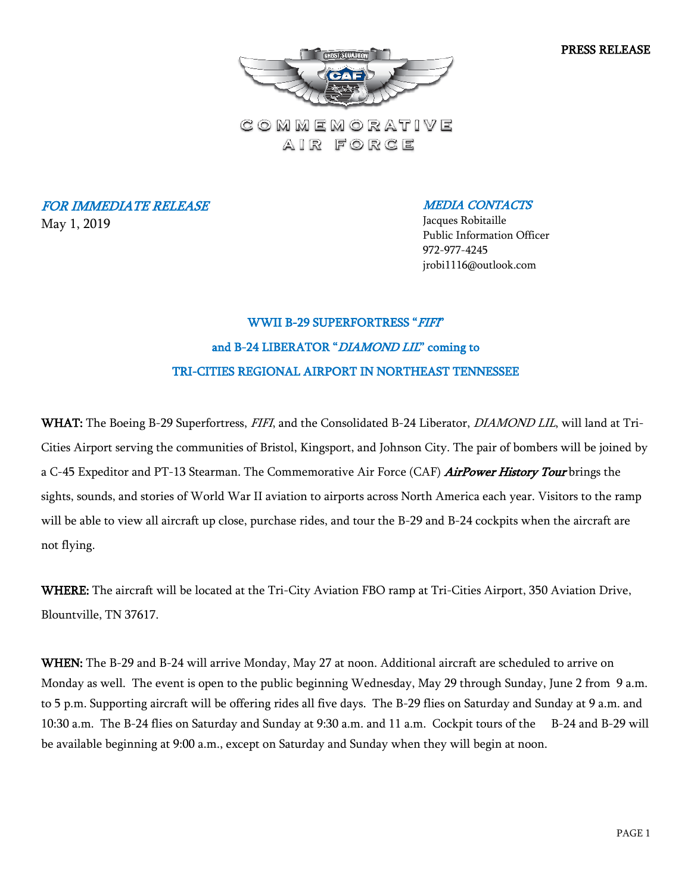PRESS RELEASE

COMMEMORATIVE AIR FORCE

*FOR IMMEDIATE RELEASE*
May 1, 2019

*MEDIA CONTACTS*
Jacques Robitaille
Public Information Officer
972-977-4245
jrobi1116@outlook.com

## WWII B-29 SUPERFORTRESS "*FIFI*" and B-24 LIBERATOR "*DIAMOND LIL*" coming to TRI-CITIES REGIONAL AIRPORT IN NORTHEAST TENNESSEE

**WHAT:** The Boeing B-29 Superfortress, *FIFI*, and the Consolidated B-24 Liberator, *DIAMOND LIL*, will land at Tri-Cities Airport serving the communities of Bristol, Kingsport, and Johnson City. The pair of bombers will be joined by a C-45 Expeditor and PT-13 Stearman. The Commemorative Air Force (CAF) ***AirPower History Tour*** brings the sights, sounds, and stories of World War II aviation to airports across North America each year. Visitors to the ramp will be able to view all aircraft up close, purchase rides, and tour the B-29 and B-24 cockpits when the aircraft are not flying.

**WHERE:** The aircraft will be located at the Tri-City Aviation FBO ramp at Tri-Cities Airport, 350 Aviation Drive, Blountville, TN 37617.

**WHEN:** The B-29 and B-24 will arrive Monday, May 27 at noon. Additional aircraft are scheduled to arrive on Monday as well. The event is open to the public beginning Wednesday, May 29 through Sunday, June 2 from 9 a.m. to 5 p.m. Supporting aircraft will be offering rides all five days. The B-29 flies on Saturday and Sunday at 9 a.m. and 10:30 a.m. The B-24 flies on Saturday and Sunday at 9:30 a.m. and 11 a.m. Cockpit tours of the B-24 and B-29 will be available beginning at 9:00 a.m., except on Saturday and Sunday when they will begin at noon.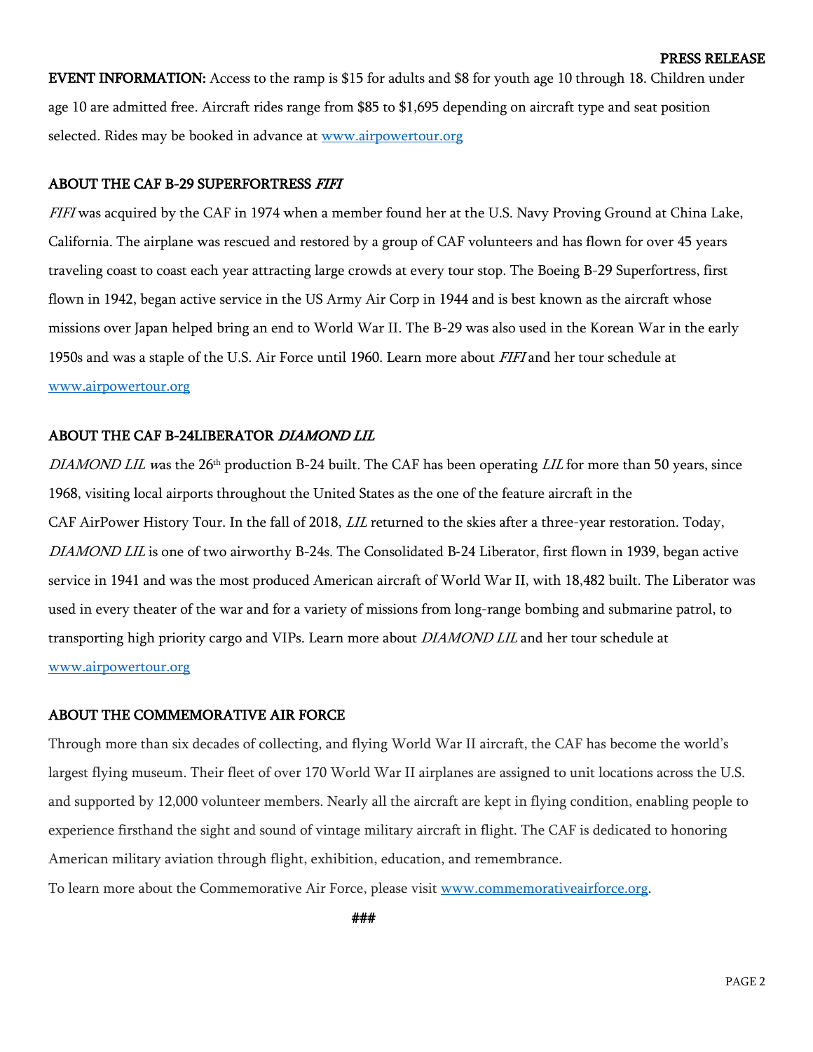**EVENT INFORMATION:** Access to the ramp is $15 for adults and $8 for youth age 10 through 18. Children under age 10 are admitted free. Aircraft rides range from $85 to $1,695 depending on aircraft type and seat position selected. Rides may be booked in advance at [www.airpowertour.org](http://www.airpowertour.org)

## ABOUT THE CAF B-29 SUPERFORTRESS *FIFI*

*FIFI* was acquired by the CAF in 1974 when a member found her at the U.S. Navy Proving Ground at China Lake, California. The airplane was rescued and restored by a group of CAF volunteers and has flown for over 45 years traveling coast to coast each year attracting large crowds at every tour stop. The Boeing B-29 Superfortress, first flown in 1942, began active service in the US Army Air Corp in 1944 and is best known as the aircraft whose missions over Japan helped bring an end to World War II. The B-29 was also used in the Korean War in the early 1950s and was a staple of the U.S. Air Force until 1960. Learn more about *FIFI* and her tour schedule at [www.airpowertour.org](http://www.airpowertour.org)

## ABOUT THE CAF B-24LIBERATOR *DIAMOND LIL*

*DIAMOND LIL w*as the 26th production B-24 built. The CAF has been operating *LIL* for more than 50 years, since 1968, visiting local airports throughout the United States as the one of the feature aircraft in the CAF AirPower History Tour. In the fall of 2018, *LIL* returned to the skies after a three-year restoration. Today, *DIAMOND LIL* is one of two airworthy B-24s. The Consolidated B-24 Liberator, first flown in 1939, began active service in 1941 and was the most produced American aircraft of World War II, with 18,482 built. The Liberator was used in every theater of the war and for a variety of missions from long-range bombing and submarine patrol, to transporting high priority cargo and VIPs. Learn more about *DIAMOND LIL* and her tour schedule at [www.airpowertour.org](http://www.airpowertour.org)

## ABOUT THE COMMEMORATIVE AIR FORCE

Through more than six decades of collecting, and flying World War II aircraft, the CAF has become the world's largest flying museum. Their fleet of over 170 World War II airplanes are assigned to unit locations across the U.S. and supported by 12,000 volunteer members. Nearly all the aircraft are kept in flying condition, enabling people to experience firsthand the sight and sound of vintage military aircraft in flight. The CAF is dedicated to honoring American military aviation through flight, exhibition, education, and remembrance.

To learn more about the Commemorative Air Force, please visit [www.commemorativeairforce.org](http://www.commemorativeairforce.org).

###